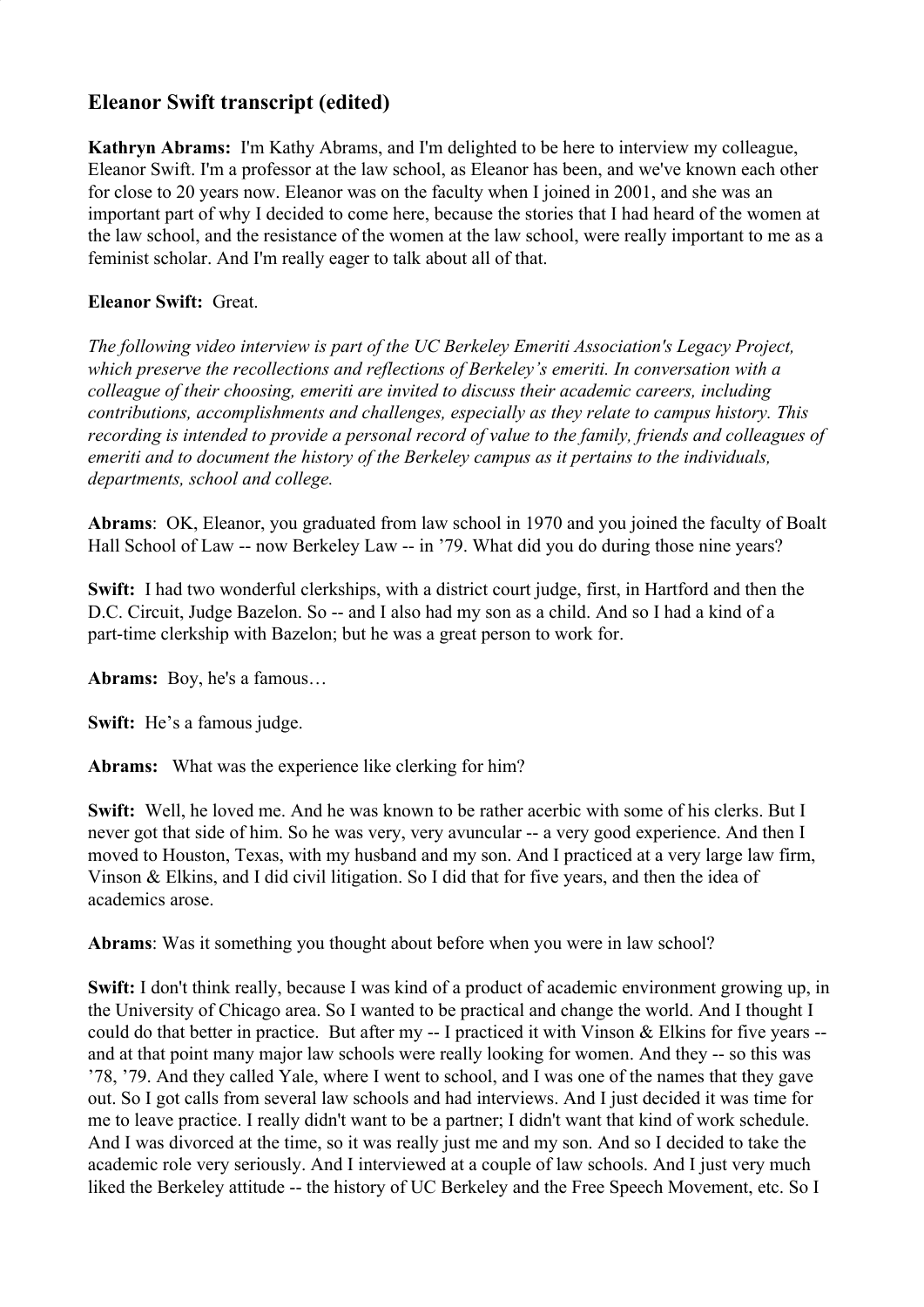## Eleanor Swift transcript (edited)

**Kathryn Abrams:** I'm Kathy Abrams, and I'm delighted to be here to interview my colleague, Eleanor Swift. I'm a professor at the law school, as Eleanor has been, and we've known each other for close to 20 years now. Eleanor was on the faculty when I joined in 2001, and she was an important part of why I decided to come here, because the stories that I had heard of the women at the law school, and the resistance of the women at the law school, were really important to me as a feminist scholar. And I'm really eager to talk about all of that.

**Eleanor Swift:** Great.

*The following video interview is part of the UC Berkeley Emeriti Association's Legacy Project, which preserve the recollections and reflections of Berkeley's emeriti. In conversation with a colleague of their choosing, emeriti are invited to discuss their academic careers, including contributions, accomplishments and challenges, especially as they relate to campus history. This recording is intended to provide a personal record of value to the family, friends and colleagues of emeriti and to document the history of the Berkeley campus as it pertains to the individuals, departments, school and college.*

**Abrams**: OK, Eleanor, you graduated from law school in 1970 and you joined the faculty of Boalt Hall School of Law -- now Berkeley Law -- in '79. What did you do during those nine years?

**Swift:** I had two wonderful clerkships, with a district court judge, first, in Hartford and then the D.C. Circuit, Judge Bazelon. So -- and I also had my son as a child. And so I had a kind of a part-time clerkship with Bazelon; but he was a great person to work for.

**Abrams:** Boy, he's a famous…

**Swift:** He's a famous judge.

**Abrams:** What was the experience like clerking for him?

**Swift:** Well, he loved me. And he was known to be rather acerbic with some of his clerks. But I never got that side of him. So he was very, very avuncular -- a very good experience. And then I moved to Houston, Texas, with my husband and my son. And I practiced at a very large law firm, Vinson & Elkins, and I did civil litigation. So I did that for five years, and then the idea of academics arose.

**Abrams**: Was it something you thought about before when you were in law school?

**Swift:** I don't think really, because I was kind of a product of academic environment growing up, in the University of Chicago area. So I wanted to be practical and change the world. And I thought I could do that better in practice. But after my -- I practiced it with Vinson & Elkins for five years -- and at that point many major law schools were really looking for women. And they -- so this was '78, '79. And they called Yale, where I went to school, and I was one of the names that they gave out. So I got calls from several law schools and had interviews. And I just decided it was time for me to leave practice. I really didn't want to be a partner; I didn't want that kind of work schedule. And I was divorced at the time, so it was really just me and my son. And so I decided to take the academic role very seriously. And I interviewed at a couple of law schools. And I just very much liked the Berkeley attitude -- the history of UC Berkeley and the Free Speech Movement, etc. So I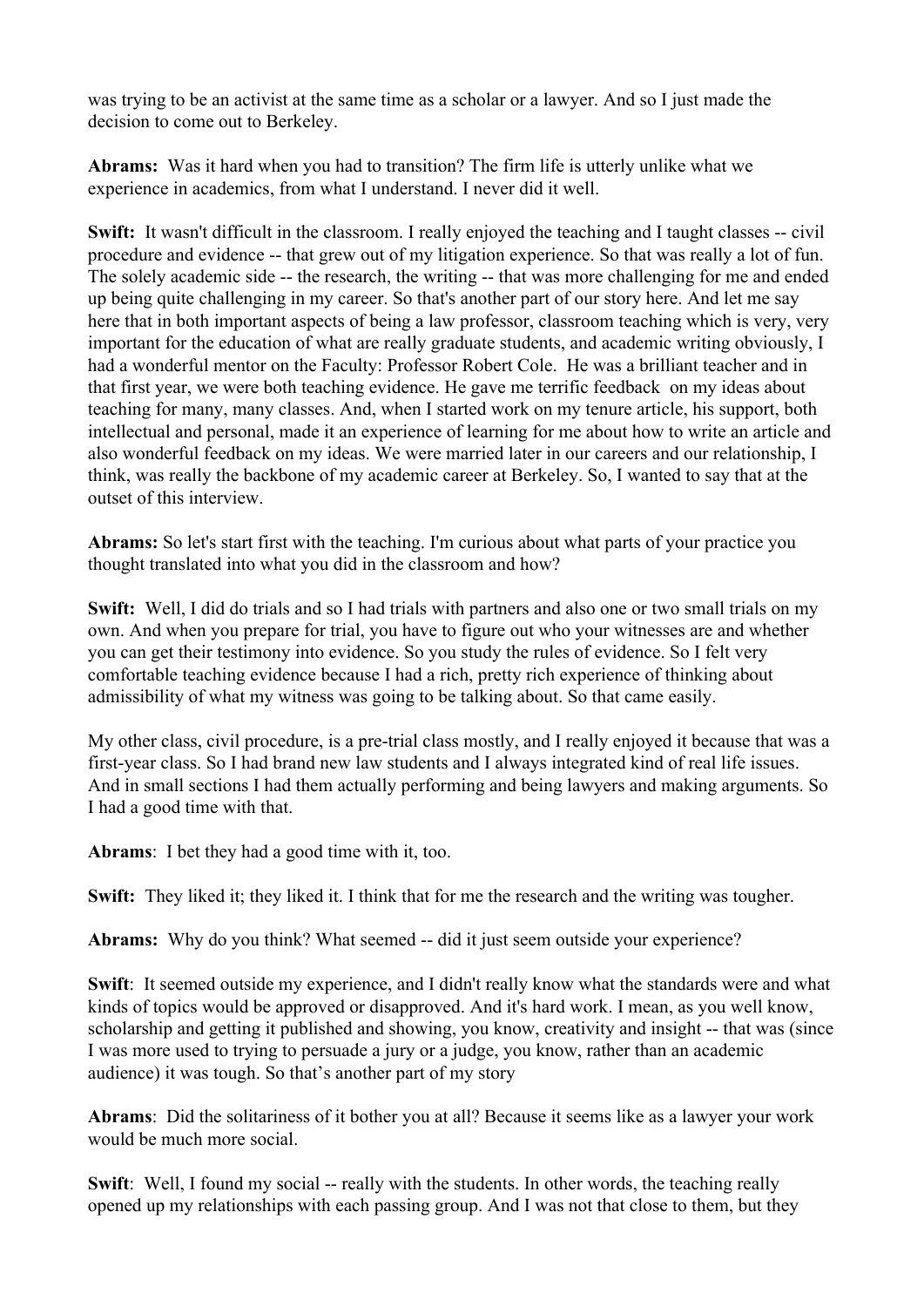was trying to be an activist at the same time as a scholar or a lawyer. And so I just made the decision to come out to Berkeley.

**Abrams:** Was it hard when you had to transition? The firm life is utterly unlike what we experience in academics, from what I understand. I never did it well.

**Swift:** It wasn't difficult in the classroom. I really enjoyed the teaching and I taught classes -- civil procedure and evidence -- that grew out of my litigation experience. So that was really a lot of fun. The solely academic side -- the research, the writing -- that was more challenging for me and ended up being quite challenging in my career. So that's another part of our story here. And let me say here that in both important aspects of being a law professor, classroom teaching which is very, very important for the education of what are really graduate students, and academic writing obviously, I had a wonderful mentor on the Faculty: Professor Robert Cole. He was a brilliant teacher and in that first year, we were both teaching evidence. He gave me terrific feedback on my ideas about teaching for many, many classes. And, when I started work on my tenure article, his support, both intellectual and personal, made it an experience of learning for me about how to write an article and also wonderful feedback on my ideas. We were married later in our careers and our relationship, I think, was really the backbone of my academic career at Berkeley. So, I wanted to say that at the outset of this interview.

**Abrams:** So let's start first with the teaching. I'm curious about what parts of your practice you thought translated into what you did in the classroom and how?

**Swift:** Well, I did do trials and so I had trials with partners and also one or two small trials on my own. And when you prepare for trial, you have to figure out who your witnesses are and whether you can get their testimony into evidence. So you study the rules of evidence. So I felt very comfortable teaching evidence because I had a rich, pretty rich experience of thinking about admissibility of what my witness was going to be talking about. So that came easily.

My other class, civil procedure, is a pre-trial class mostly, and I really enjoyed it because that was a first-year class. So I had brand new law students and I always integrated kind of real life issues. And in small sections I had them actually performing and being lawyers and making arguments. So I had a good time with that.

**Abrams**: I bet they had a good time with it, too.

**Swift:** They liked it; they liked it. I think that for me the research and the writing was tougher.

**Abrams:** Why do you think? What seemed -- did it just seem outside your experience?

**Swift**: It seemed outside my experience, and I didn't really know what the standards were and what kinds of topics would be approved or disapproved. And it's hard work. I mean, as you well know, scholarship and getting it published and showing, you know, creativity and insight -- that was (since I was more used to trying to persuade a jury or a judge, you know, rather than an academic audience) it was tough. So that's another part of my story

**Abrams**: Did the solitariness of it bother you at all? Because it seems like as a lawyer your work would be much more social.

**Swift**: Well, I found my social -- really with the students. In other words, the teaching really opened up my relationships with each passing group. And I was not that close to them, but they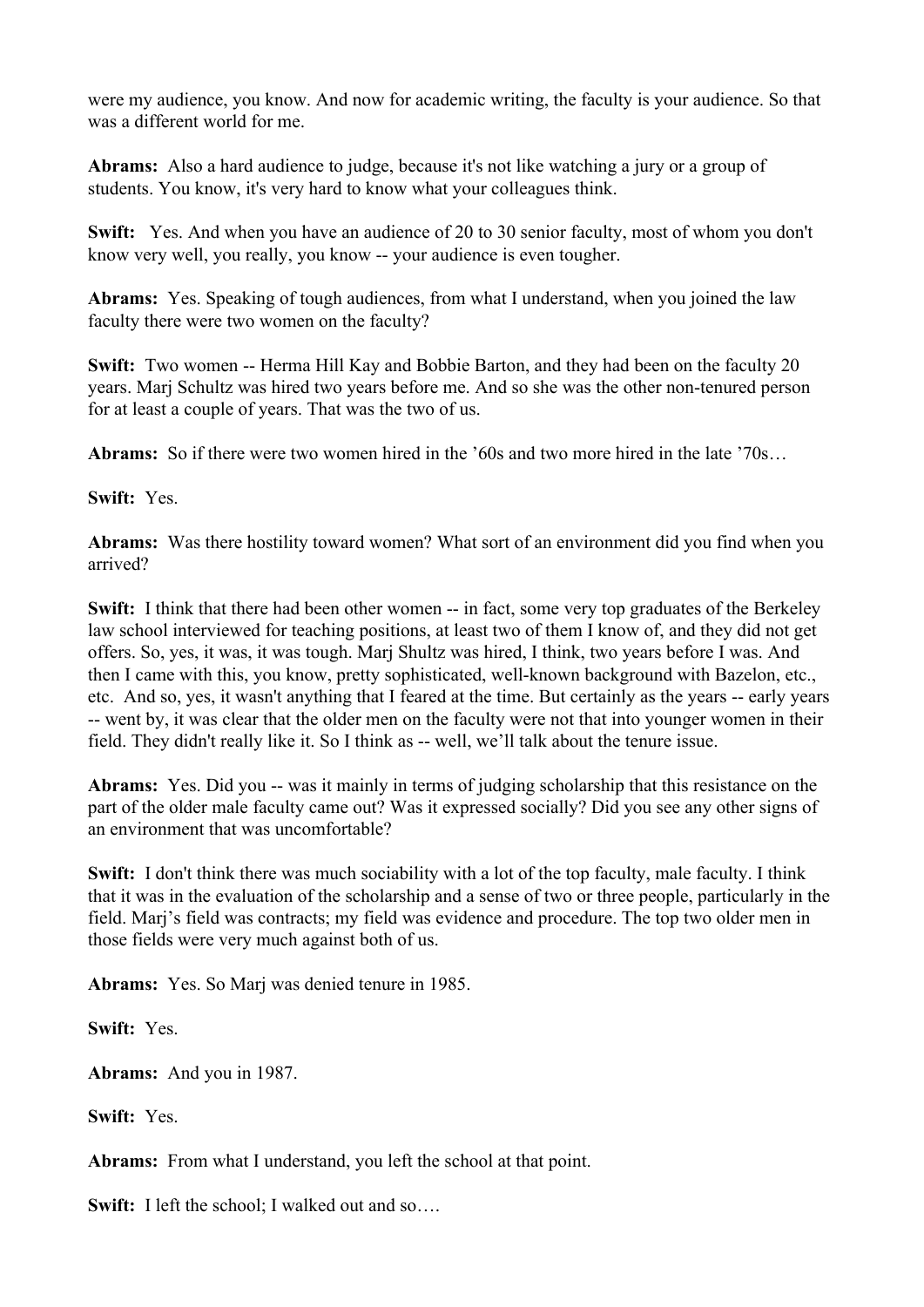were my audience, you know. And now for academic writing, the faculty is your audience. So that was a different world for me.

**Abrams:** Also a hard audience to judge, because it's not like watching a jury or a group of students. You know, it's very hard to know what your colleagues think.

**Swift:** Yes. And when you have an audience of 20 to 30 senior faculty, most of whom you don't know very well, you really, you know -- your audience is even tougher.

**Abrams:** Yes. Speaking of tough audiences, from what I understand, when you joined the law faculty there were two women on the faculty?

**Swift:** Two women -- Herma Hill Kay and Bobbie Barton, and they had been on the faculty 20 years. Marj Schultz was hired two years before me. And so she was the other non-tenured person for at least a couple of years. That was the two of us.

**Abrams:** So if there were two women hired in the '60s and two more hired in the late '70s…

**Swift:** Yes.

**Abrams:** Was there hostility toward women? What sort of an environment did you find when you arrived?

**Swift:** I think that there had been other women -- in fact, some very top graduates of the Berkeley law school interviewed for teaching positions, at least two of them I know of, and they did not get offers. So, yes, it was, it was tough. Marj Shultz was hired, I think, two years before I was. And then I came with this, you know, pretty sophisticated, well-known background with Bazelon, etc., etc. And so, yes, it wasn't anything that I feared at the time. But certainly as the years -- early years -- went by, it was clear that the older men on the faculty were not that into younger women in their field. They didn't really like it. So I think as -- well, we'll talk about the tenure issue.

**Abrams:** Yes. Did you -- was it mainly in terms of judging scholarship that this resistance on the part of the older male faculty came out? Was it expressed socially? Did you see any other signs of an environment that was uncomfortable?

**Swift:** I don't think there was much sociability with a lot of the top faculty, male faculty. I think that it was in the evaluation of the scholarship and a sense of two or three people, particularly in the field. Marj's field was contracts; my field was evidence and procedure. The top two older men in those fields were very much against both of us.

**Abrams:** Yes. So Marj was denied tenure in 1985.

**Swift:** Yes.

**Abrams:** And you in 1987.

**Swift:** Yes.

**Abrams:** From what I understand, you left the school at that point.

**Swift:** I left the school; I walked out and so….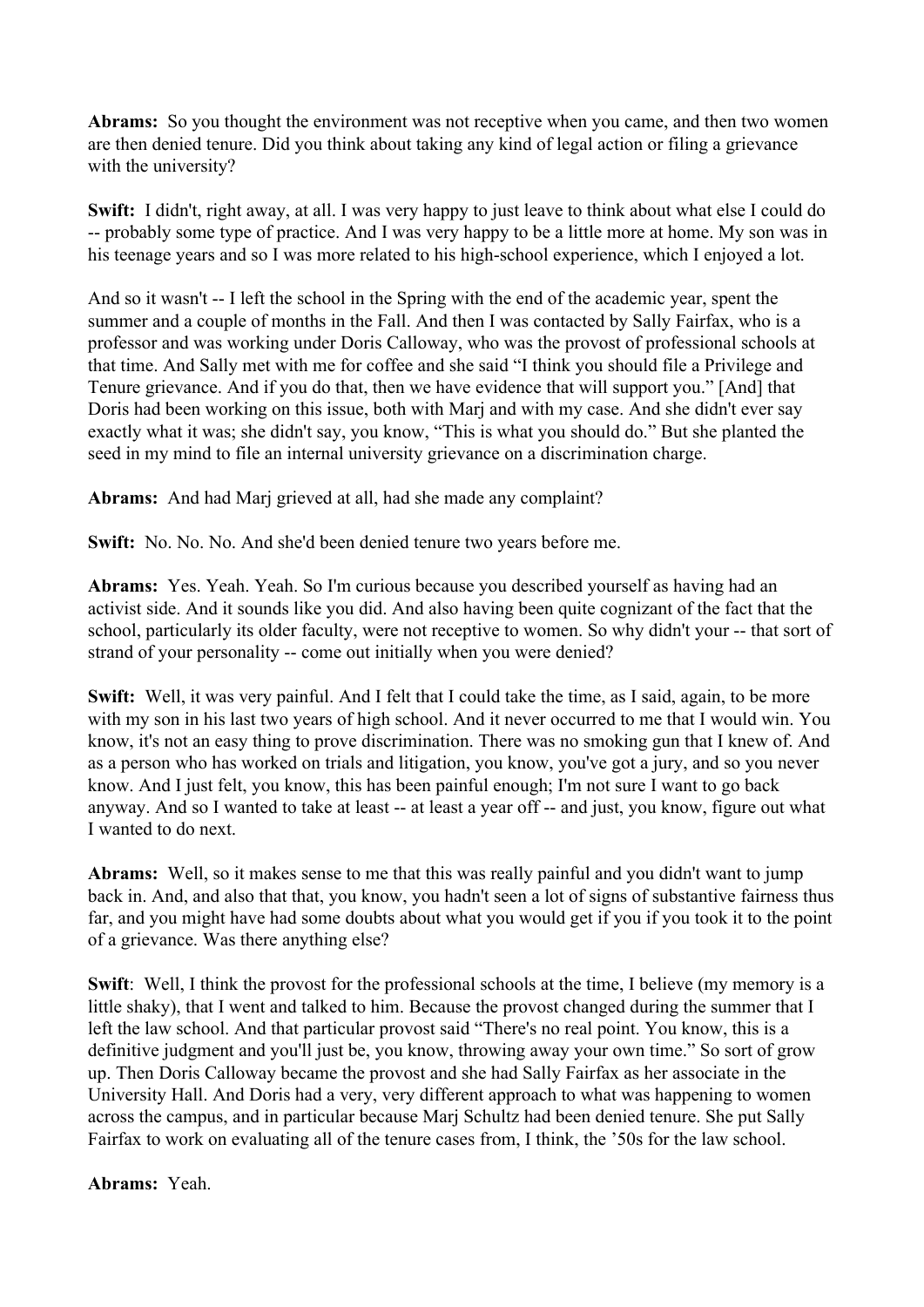**Abrams:** So you thought the environment was not receptive when you came, and then two women are then denied tenure. Did you think about taking any kind of legal action or filing a grievance with the university?

**Swift:** I didn't, right away, at all. I was very happy to just leave to think about what else I could do -- probably some type of practice. And I was very happy to be a little more at home. My son was in his teenage years and so I was more related to his high-school experience, which I enjoyed a lot.

And so it wasn't -- I left the school in the Spring with the end of the academic year, spent the summer and a couple of months in the Fall. And then I was contacted by Sally Fairfax, who is a professor and was working under Doris Calloway, who was the provost of professional schools at that time. And Sally met with me for coffee and she said "I think you should file a Privilege and Tenure grievance. And if you do that, then we have evidence that will support you." [And] that Doris had been working on this issue, both with Marj and with my case. And she didn't ever say exactly what it was; she didn't say, you know, "This is what you should do." But she planted the seed in my mind to file an internal university grievance on a discrimination charge.

**Abrams:** And had Marj grieved at all, had she made any complaint?

**Swift:** No. No. No. And she'd been denied tenure two years before me.

**Abrams:** Yes. Yeah. Yeah. So I'm curious because you described yourself as having had an activist side. And it sounds like you did. And also having been quite cognizant of the fact that the school, particularly its older faculty, were not receptive to women. So why didn't your -- that sort of strand of your personality -- come out initially when you were denied?

**Swift:** Well, it was very painful. And I felt that I could take the time, as I said, again, to be more with my son in his last two years of high school. And it never occurred to me that I would win. You know, it's not an easy thing to prove discrimination. There was no smoking gun that I knew of. And as a person who has worked on trials and litigation, you know, you've got a jury, and so you never know. And I just felt, you know, this has been painful enough; I'm not sure I want to go back anyway. And so I wanted to take at least -- at least a year off -- and just, you know, figure out what I wanted to do next.

**Abrams:** Well, so it makes sense to me that this was really painful and you didn't want to jump back in. And, and also that that, you know, you hadn't seen a lot of signs of substantive fairness thus far, and you might have had some doubts about what you would get if you if you took it to the point of a grievance. Was there anything else?

**Swift**: Well, I think the provost for the professional schools at the time, I believe (my memory is a little shaky), that I went and talked to him. Because the provost changed during the summer that I left the law school. And that particular provost said "There's no real point. You know, this is a definitive judgment and you'll just be, you know, throwing away your own time." So sort of grow up. Then Doris Calloway became the provost and she had Sally Fairfax as her associate in the University Hall. And Doris had a very, very different approach to what was happening to women across the campus, and in particular because Marj Schultz had been denied tenure. She put Sally Fairfax to work on evaluating all of the tenure cases from, I think, the '50s for the law school.

**Abrams:** Yeah.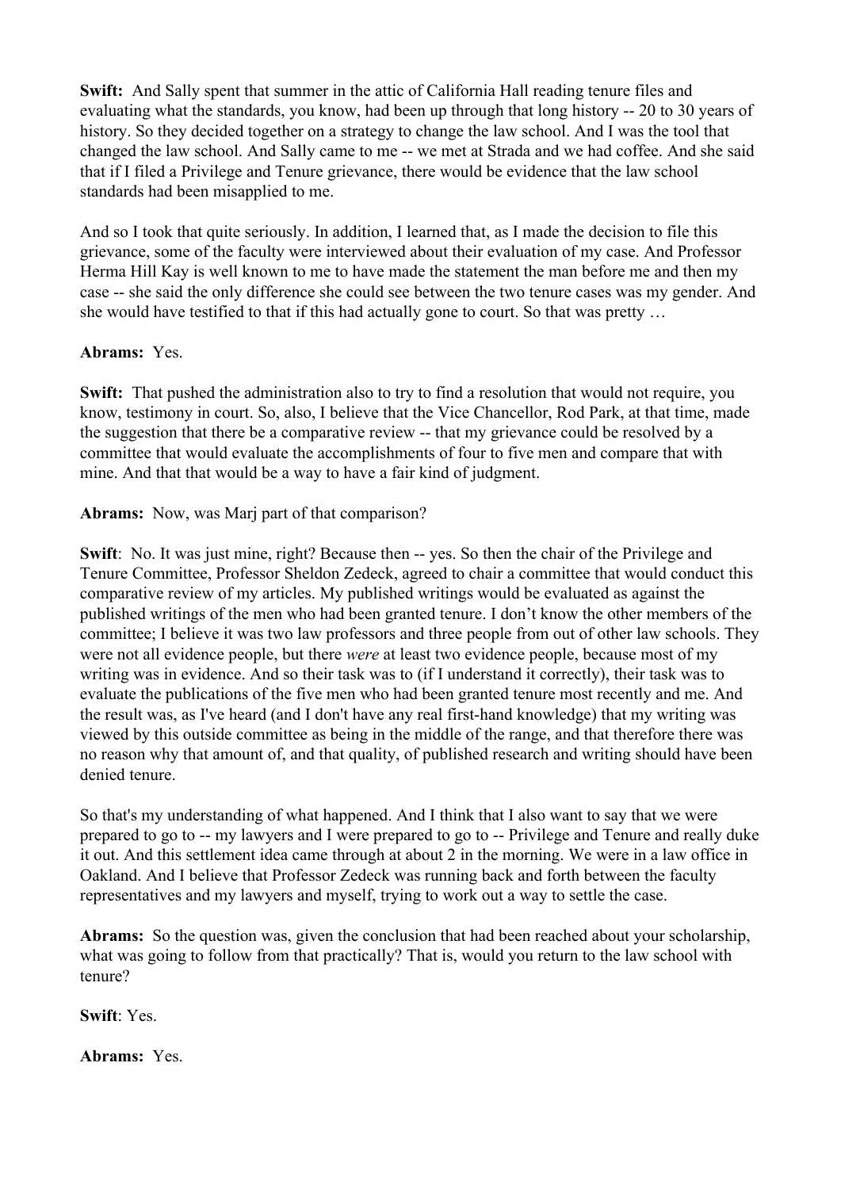**Swift:** And Sally spent that summer in the attic of California Hall reading tenure files and evaluating what the standards, you know, had been up through that long history -- 20 to 30 years of history. So they decided together on a strategy to change the law school. And I was the tool that changed the law school. And Sally came to me -- we met at Strada and we had coffee. And she said that if I filed a Privilege and Tenure grievance, there would be evidence that the law school standards had been misapplied to me.

And so I took that quite seriously. In addition, I learned that, as I made the decision to file this grievance, some of the faculty were interviewed about their evaluation of my case. And Professor Herma Hill Kay is well known to me to have made the statement the man before me and then my case -- she said the only difference she could see between the two tenure cases was my gender. And she would have testified to that if this had actually gone to court. So that was pretty …

**Abrams:** Yes.

**Swift:** That pushed the administration also to try to find a resolution that would not require, you know, testimony in court. So, also, I believe that the Vice Chancellor, Rod Park, at that time, made the suggestion that there be a comparative review -- that my grievance could be resolved by a committee that would evaluate the accomplishments of four to five men and compare that with mine. And that that would be a way to have a fair kind of judgment.

**Abrams:** Now, was Marj part of that comparison?

**Swift**: No. It was just mine, right? Because then -- yes. So then the chair of the Privilege and Tenure Committee, Professor Sheldon Zedeck, agreed to chair a committee that would conduct this comparative review of my articles. My published writings would be evaluated as against the published writings of the men who had been granted tenure. I don't know the other members of the committee; I believe it was two law professors and three people from out of other law schools. They were not all evidence people, but there *were* at least two evidence people, because most of my writing was in evidence. And so their task was to (if I understand it correctly), their task was to evaluate the publications of the five men who had been granted tenure most recently and me. And the result was, as I've heard (and I don't have any real first-hand knowledge) that my writing was viewed by this outside committee as being in the middle of the range, and that therefore there was no reason why that amount of, and that quality, of published research and writing should have been denied tenure.

So that's my understanding of what happened. And I think that I also want to say that we were prepared to go to -- my lawyers and I were prepared to go to -- Privilege and Tenure and really duke it out. And this settlement idea came through at about 2 in the morning. We were in a law office in Oakland. And I believe that Professor Zedeck was running back and forth between the faculty representatives and my lawyers and myself, trying to work out a way to settle the case.

**Abrams:** So the question was, given the conclusion that had been reached about your scholarship, what was going to follow from that practically? That is, would you return to the law school with tenure?

**Swift**: Yes.

**Abrams:** Yes.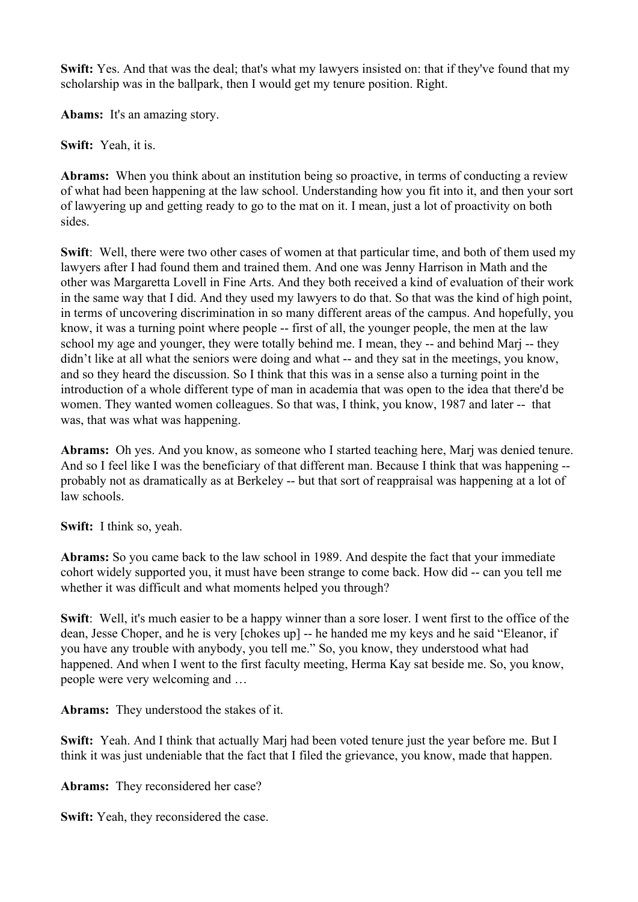**Swift:** Yes. And that was the deal; that's what my lawyers insisted on: that if they've found that my scholarship was in the ballpark, then I would get my tenure position. Right.

**Abams:** It's an amazing story.

**Swift:** Yeah, it is.

**Abrams:** When you think about an institution being so proactive, in terms of conducting a review of what had been happening at the law school. Understanding how you fit into it, and then your sort of lawyering up and getting ready to go to the mat on it. I mean, just a lot of proactivity on both sides.

**Swift**: Well, there were two other cases of women at that particular time, and both of them used my lawyers after I had found them and trained them. And one was Jenny Harrison in Math and the other was Margaretta Lovell in Fine Arts. And they both received a kind of evaluation of their work in the same way that I did. And they used my lawyers to do that. So that was the kind of high point, in terms of uncovering discrimination in so many different areas of the campus. And hopefully, you know, it was a turning point where people -- first of all, the younger people, the men at the law school my age and younger, they were totally behind me. I mean, they -- and behind Marj -- they didn't like at all what the seniors were doing and what -- and they sat in the meetings, you know, and so they heard the discussion. So I think that this was in a sense also a turning point in the introduction of a whole different type of man in academia that was open to the idea that there'd be women. They wanted women colleagues. So that was, I think, you know, 1987 and later -- that was, that was what was happening.

**Abrams:** Oh yes. And you know, as someone who I started teaching here, Marj was denied tenure. And so I feel like I was the beneficiary of that different man. Because I think that was happening -- probably not as dramatically as at Berkeley -- but that sort of reappraisal was happening at a lot of law schools.

**Swift:** I think so, yeah.

**Abrams:** So you came back to the law school in 1989. And despite the fact that your immediate cohort widely supported you, it must have been strange to come back. How did -- can you tell me whether it was difficult and what moments helped you through?

**Swift**: Well, it's much easier to be a happy winner than a sore loser. I went first to the office of the dean, Jesse Choper, and he is very [chokes up] -- he handed me my keys and he said "Eleanor, if you have any trouble with anybody, you tell me." So, you know, they understood what had happened. And when I went to the first faculty meeting, Herma Kay sat beside me. So, you know, people were very welcoming and …

**Abrams:** They understood the stakes of it.

**Swift:** Yeah. And I think that actually Marj had been voted tenure just the year before me. But I think it was just undeniable that the fact that I filed the grievance, you know, made that happen.

**Abrams:** They reconsidered her case?

**Swift:** Yeah, they reconsidered the case.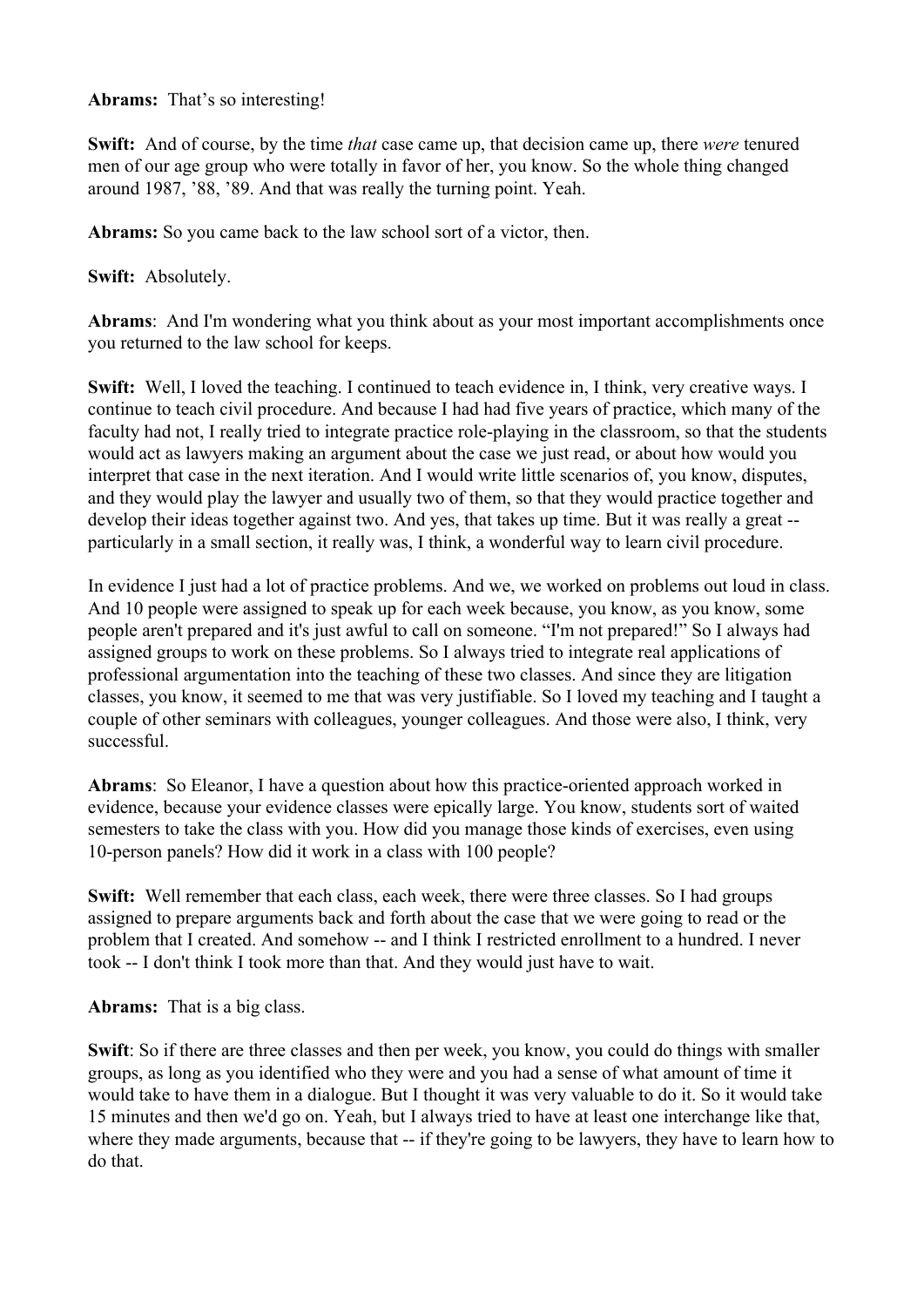**Abrams:** That's so interesting!

**Swift:** And of course, by the time *that* case came up, that decision came up, there *were* tenured men of our age group who were totally in favor of her, you know. So the whole thing changed around 1987, '88, '89. And that was really the turning point. Yeah.

**Abrams:** So you came back to the law school sort of a victor, then.

**Swift:** Absolutely.

**Abrams**: And I'm wondering what you think about as your most important accomplishments once you returned to the law school for keeps.

**Swift:** Well, I loved the teaching. I continued to teach evidence in, I think, very creative ways. I continue to teach civil procedure. And because I had had five years of practice, which many of the faculty had not, I really tried to integrate practice role-playing in the classroom, so that the students would act as lawyers making an argument about the case we just read, or about how would you interpret that case in the next iteration. And I would write little scenarios of, you know, disputes, and they would play the lawyer and usually two of them, so that they would practice together and develop their ideas together against two. And yes, that takes up time. But it was really a great -- particularly in a small section, it really was, I think, a wonderful way to learn civil procedure.

In evidence I just had a lot of practice problems. And we, we worked on problems out loud in class. And 10 people were assigned to speak up for each week because, you know, as you know, some people aren't prepared and it's just awful to call on someone. "I'm not prepared!" So I always had assigned groups to work on these problems. So I always tried to integrate real applications of professional argumentation into the teaching of these two classes. And since they are litigation classes, you know, it seemed to me that was very justifiable. So I loved my teaching and I taught a couple of other seminars with colleagues, younger colleagues. And those were also, I think, very successful.

**Abrams**: So Eleanor, I have a question about how this practice-oriented approach worked in evidence, because your evidence classes were epically large. You know, students sort of waited semesters to take the class with you. How did you manage those kinds of exercises, even using 10-person panels? How did it work in a class with 100 people?

**Swift:** Well remember that each class, each week, there were three classes. So I had groups assigned to prepare arguments back and forth about the case that we were going to read or the problem that I created. And somehow -- and I think I restricted enrollment to a hundred. I never took -- I don't think I took more than that. And they would just have to wait.

**Abrams:** That is a big class.

**Swift**: So if there are three classes and then per week, you know, you could do things with smaller groups, as long as you identified who they were and you had a sense of what amount of time it would take to have them in a dialogue. But I thought it was very valuable to do it. So it would take 15 minutes and then we'd go on. Yeah, but I always tried to have at least one interchange like that, where they made arguments, because that -- if they're going to be lawyers, they have to learn how to do that.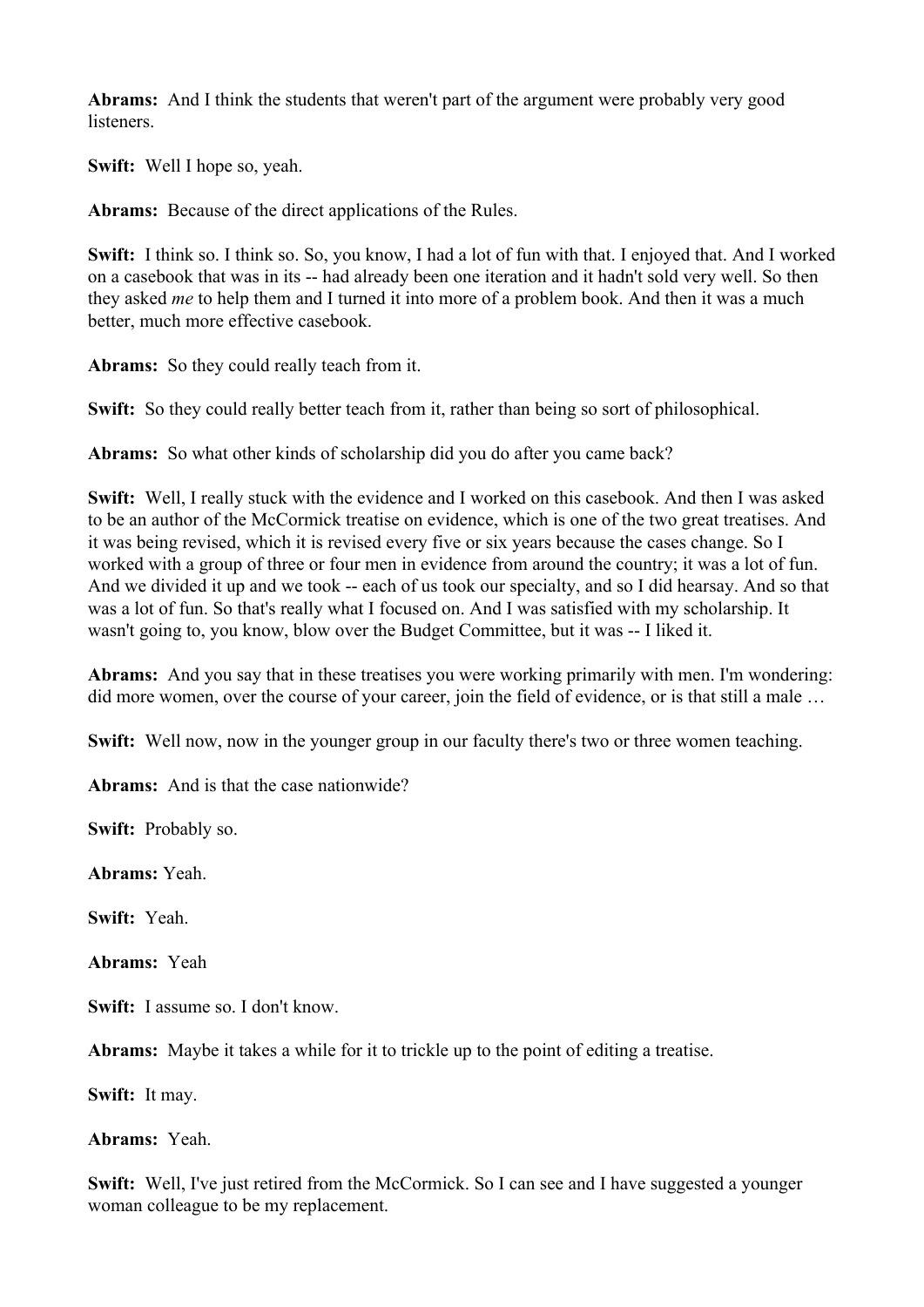**Abrams:** And I think the students that weren't part of the argument were probably very good listeners.

**Swift:** Well I hope so, yeah.

**Abrams:** Because of the direct applications of the Rules.

**Swift:** I think so. I think so. So, you know, I had a lot of fun with that. I enjoyed that. And I worked on a casebook that was in its -- had already been one iteration and it hadn't sold very well. So then they asked *me* to help them and I turned it into more of a problem book. And then it was a much better, much more effective casebook.

**Abrams:** So they could really teach from it.

**Swift:** So they could really better teach from it, rather than being so sort of philosophical.

**Abrams:** So what other kinds of scholarship did you do after you came back?

**Swift:** Well, I really stuck with the evidence and I worked on this casebook. And then I was asked to be an author of the McCormick treatise on evidence, which is one of the two great treatises. And it was being revised, which it is revised every five or six years because the cases change. So I worked with a group of three or four men in evidence from around the country; it was a lot of fun. And we divided it up and we took -- each of us took our specialty, and so I did hearsay. And so that was a lot of fun. So that's really what I focused on. And I was satisfied with my scholarship. It wasn't going to, you know, blow over the Budget Committee, but it was -- I liked it.

**Abrams:** And you say that in these treatises you were working primarily with men. I'm wondering: did more women, over the course of your career, join the field of evidence, or is that still a male …

**Swift:** Well now, now in the younger group in our faculty there's two or three women teaching.

**Abrams:** And is that the case nationwide?

**Swift:** Probably so.

**Abrams:** Yeah.

**Swift:** Yeah.

**Abrams:** Yeah

**Swift:** I assume so. I don't know.

**Abrams:** Maybe it takes a while for it to trickle up to the point of editing a treatise.

**Swift:** It may.

**Abrams:** Yeah.

**Swift:** Well, I've just retired from the McCormick. So I can see and I have suggested a younger woman colleague to be my replacement.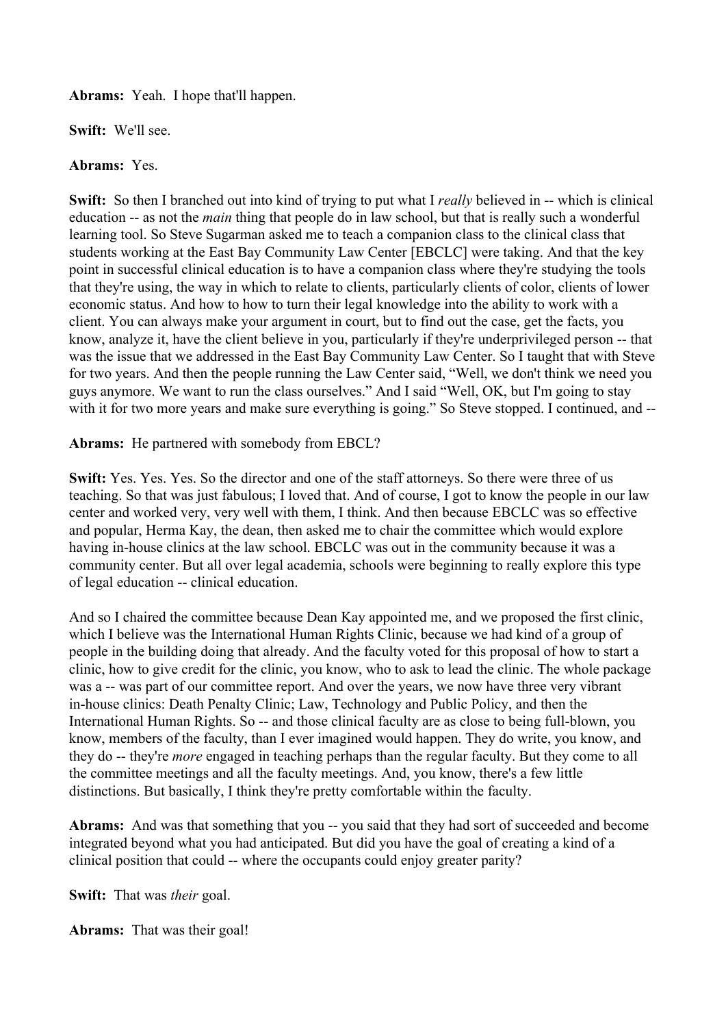**Abrams:** Yeah. I hope that'll happen.

**Swift:** We'll see.

**Abrams:** Yes.

**Swift:** So then I branched out into kind of trying to put what I *really* believed in -- which is clinical education -- as not the *main* thing that people do in law school, but that is really such a wonderful learning tool. So Steve Sugarman asked me to teach a companion class to the clinical class that students working at the East Bay Community Law Center [EBCLC] were taking. And that the key point in successful clinical education is to have a companion class where they're studying the tools that they're using, the way in which to relate to clients, particularly clients of color, clients of lower economic status. And how to how to turn their legal knowledge into the ability to work with a client. You can always make your argument in court, but to find out the case, get the facts, you know, analyze it, have the client believe in you, particularly if they're underprivileged person -- that was the issue that we addressed in the East Bay Community Law Center. So I taught that with Steve for two years. And then the people running the Law Center said, "Well, we don't think we need you guys anymore. We want to run the class ourselves." And I said "Well, OK, but I'm going to stay with it for two more years and make sure everything is going." So Steve stopped. I continued, and --

**Abrams:** He partnered with somebody from EBCL?

**Swift:** Yes. Yes. Yes. So the director and one of the staff attorneys. So there were three of us teaching. So that was just fabulous; I loved that. And of course, I got to know the people in our law center and worked very, very well with them, I think. And then because EBCLC was so effective and popular, Herma Kay, the dean, then asked me to chair the committee which would explore having in-house clinics at the law school. EBCLC was out in the community because it was a community center. But all over legal academia, schools were beginning to really explore this type of legal education -- clinical education.

And so I chaired the committee because Dean Kay appointed me, and we proposed the first clinic, which I believe was the International Human Rights Clinic, because we had kind of a group of people in the building doing that already. And the faculty voted for this proposal of how to start a clinic, how to give credit for the clinic, you know, who to ask to lead the clinic. The whole package was a -- was part of our committee report. And over the years, we now have three very vibrant in-house clinics: Death Penalty Clinic; Law, Technology and Public Policy, and then the International Human Rights. So -- and those clinical faculty are as close to being full-blown, you know, members of the faculty, than I ever imagined would happen. They do write, you know, and they do -- they're *more* engaged in teaching perhaps than the regular faculty. But they come to all the committee meetings and all the faculty meetings. And, you know, there's a few little distinctions. But basically, I think they're pretty comfortable within the faculty.

**Abrams:** And was that something that you -- you said that they had sort of succeeded and become integrated beyond what you had anticipated. But did you have the goal of creating a kind of a clinical position that could -- where the occupants could enjoy greater parity?

**Swift:** That was *their* goal.

**Abrams:** That was their goal!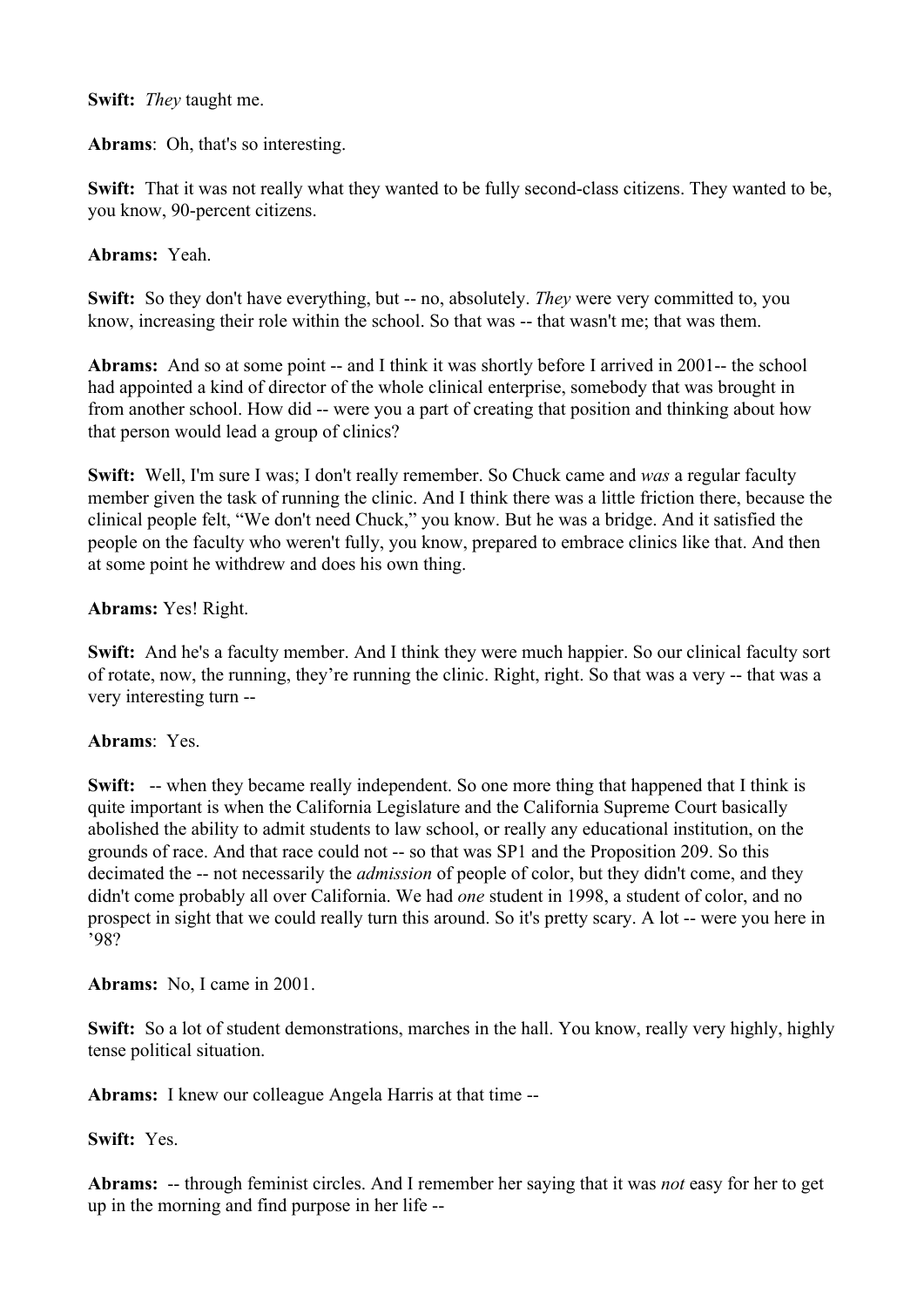**Swift:** *They* taught me.

**Abrams**: Oh, that's so interesting.

**Swift:** That it was not really what they wanted to be fully second-class citizens. They wanted to be, you know, 90-percent citizens.

**Abrams:** Yeah.

**Swift:** So they don't have everything, but -- no, absolutely. *They* were very committed to, you know, increasing their role within the school. So that was -- that wasn't me; that was them.

**Abrams:** And so at some point -- and I think it was shortly before I arrived in 2001-- the school had appointed a kind of director of the whole clinical enterprise, somebody that was brought in from another school. How did -- were you a part of creating that position and thinking about how that person would lead a group of clinics?

**Swift:** Well, I'm sure I was; I don't really remember. So Chuck came and *was* a regular faculty member given the task of running the clinic. And I think there was a little friction there, because the clinical people felt, "We don't need Chuck," you know. But he was a bridge. And it satisfied the people on the faculty who weren't fully, you know, prepared to embrace clinics like that. And then at some point he withdrew and does his own thing.

**Abrams:** Yes! Right.

**Swift:** And he's a faculty member. And I think they were much happier. So our clinical faculty sort of rotate, now, the running, they're running the clinic. Right, right. So that was a very -- that was a very interesting turn --

**Abrams**: Yes.

**Swift:** -- when they became really independent. So one more thing that happened that I think is quite important is when the California Legislature and the California Supreme Court basically abolished the ability to admit students to law school, or really any educational institution, on the grounds of race. And that race could not -- so that was SP1 and the Proposition 209. So this decimated the -- not necessarily the *admission* of people of color, but they didn't come, and they didn't come probably all over California. We had *one* student in 1998, a student of color, and no prospect in sight that we could really turn this around. So it's pretty scary. A lot -- were you here in '98?

**Abrams:** No, I came in 2001.

**Swift:** So a lot of student demonstrations, marches in the hall. You know, really very highly, highly tense political situation.

**Abrams:** I knew our colleague Angela Harris at that time --

**Swift:** Yes.

**Abrams:** -- through feminist circles. And I remember her saying that it was *not* easy for her to get up in the morning and find purpose in her life --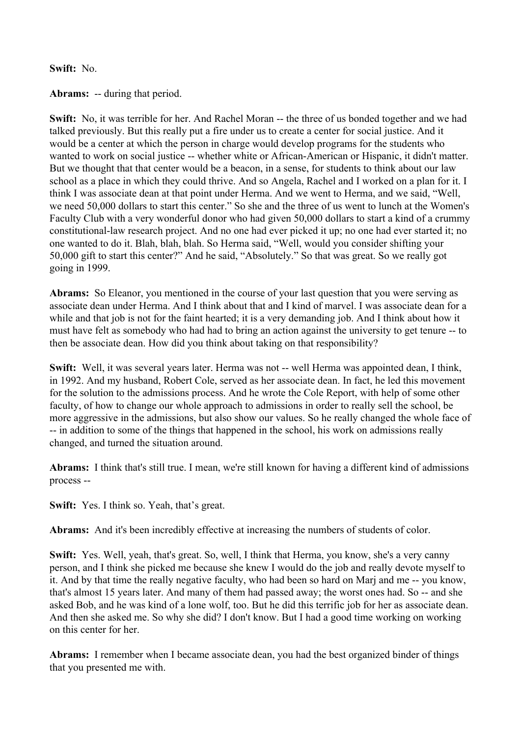**Swift:** No.

**Abrams:** -- during that period.

**Swift:** No, it was terrible for her. And Rachel Moran -- the three of us bonded together and we had talked previously. But this really put a fire under us to create a center for social justice. And it would be a center at which the person in charge would develop programs for the students who wanted to work on social justice -- whether white or African-American or Hispanic, it didn't matter. But we thought that that center would be a beacon, in a sense, for students to think about our law school as a place in which they could thrive. And so Angela, Rachel and I worked on a plan for it. I think I was associate dean at that point under Herma. And we went to Herma, and we said, "Well, we need 50,000 dollars to start this center." So she and the three of us went to lunch at the Women's Faculty Club with a very wonderful donor who had given 50,000 dollars to start a kind of a crummy constitutional-law research project. And no one had ever picked it up; no one had ever started it; no one wanted to do it. Blah, blah, blah. So Herma said, "Well, would you consider shifting your 50,000 gift to start this center?" And he said, "Absolutely." So that was great. So we really got going in 1999.

**Abrams:** So Eleanor, you mentioned in the course of your last question that you were serving as associate dean under Herma. And I think about that and I kind of marvel. I was associate dean for a while and that job is not for the faint hearted; it is a very demanding job. And I think about how it must have felt as somebody who had had to bring an action against the university to get tenure -- to then be associate dean. How did you think about taking on that responsibility?

**Swift:** Well, it was several years later. Herma was not -- well Herma was appointed dean, I think, in 1992. And my husband, Robert Cole, served as her associate dean. In fact, he led this movement for the solution to the admissions process. And he wrote the Cole Report, with help of some other faculty, of how to change our whole approach to admissions in order to really sell the school, be more aggressive in the admissions, but also show our values. So he really changed the whole face of -- in addition to some of the things that happened in the school, his work on admissions really changed, and turned the situation around.

**Abrams:** I think that's still true. I mean, we're still known for having a different kind of admissions process --

**Swift:** Yes. I think so. Yeah, that's great.

**Abrams:** And it's been incredibly effective at increasing the numbers of students of color.

**Swift:** Yes. Well, yeah, that's great. So, well, I think that Herma, you know, she's a very canny person, and I think she picked me because she knew I would do the job and really devote myself to it. And by that time the really negative faculty, who had been so hard on Marj and me -- you know, that's almost 15 years later. And many of them had passed away; the worst ones had. So -- and she asked Bob, and he was kind of a lone wolf, too. But he did this terrific job for her as associate dean. And then she asked me. So why she did? I don't know. But I had a good time working on working on this center for her.

**Abrams:** I remember when I became associate dean, you had the best organized binder of things that you presented me with.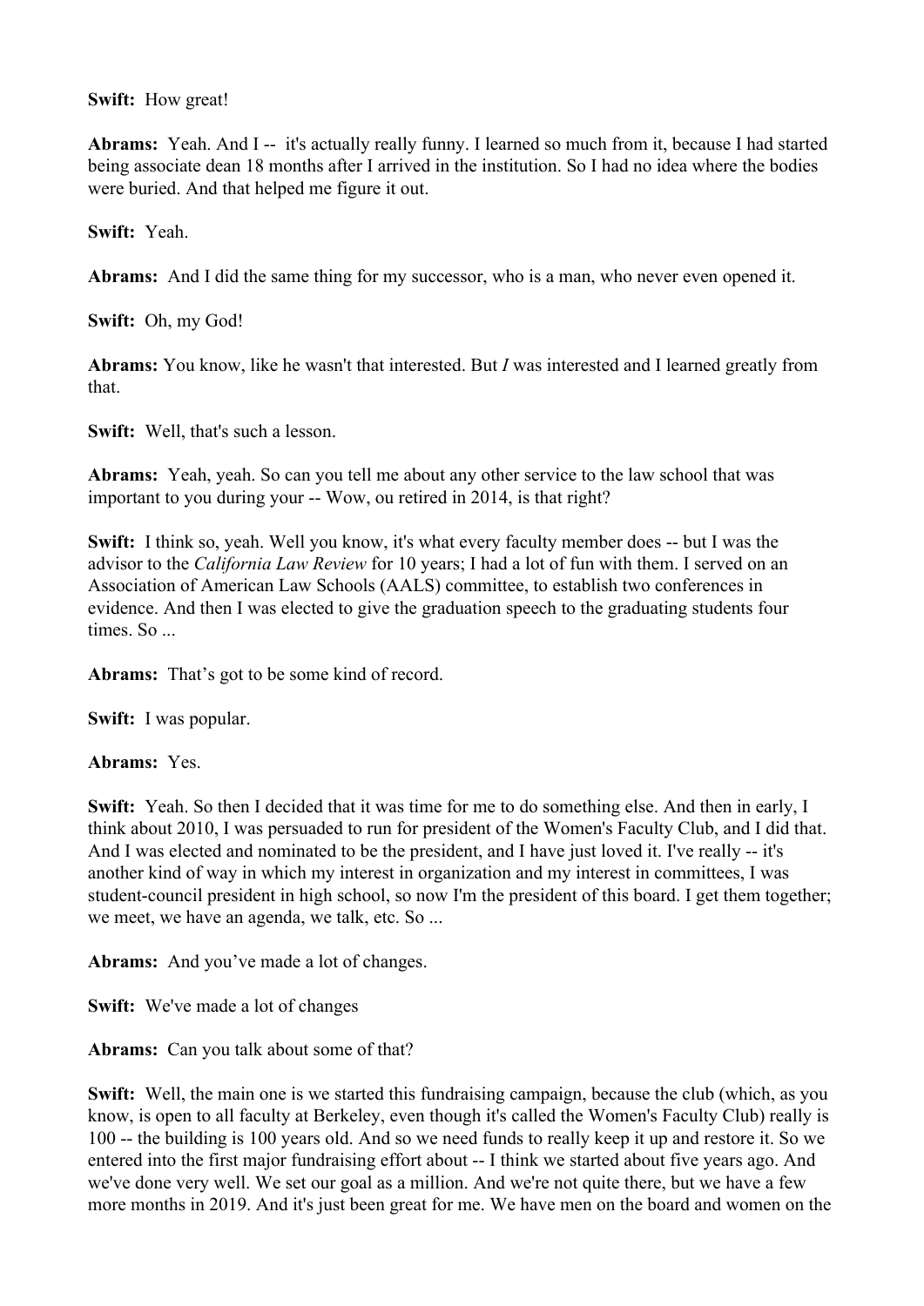**Swift:** How great!

**Abrams:** Yeah. And I -- it's actually really funny. I learned so much from it, because I had started being associate dean 18 months after I arrived in the institution. So I had no idea where the bodies were buried. And that helped me figure it out.

**Swift:** Yeah.

**Abrams:** And I did the same thing for my successor, who is a man, who never even opened it.

**Swift:** Oh, my God!

**Abrams:** You know, like he wasn't that interested. But *I* was interested and I learned greatly from that.

**Swift:** Well, that's such a lesson.

**Abrams:** Yeah, yeah. So can you tell me about any other service to the law school that was important to you during your -- Wow, ou retired in 2014, is that right?

**Swift:** I think so, yeah. Well you know, it's what every faculty member does -- but I was the advisor to the *California Law Review* for 10 years; I had a lot of fun with them. I served on an Association of American Law Schools (AALS) committee, to establish two conferences in evidence. And then I was elected to give the graduation speech to the graduating students four times. So ...

**Abrams:** That's got to be some kind of record.

**Swift:** I was popular.

**Abrams:** Yes.

**Swift:** Yeah. So then I decided that it was time for me to do something else. And then in early, I think about 2010, I was persuaded to run for president of the Women's Faculty Club, and I did that. And I was elected and nominated to be the president, and I have just loved it. I've really -- it's another kind of way in which my interest in organization and my interest in committees, I was student-council president in high school, so now I'm the president of this board. I get them together; we meet, we have an agenda, we talk, etc. So ...

**Abrams:** And you've made a lot of changes.

**Swift:** We've made a lot of changes

**Abrams:** Can you talk about some of that?

**Swift:** Well, the main one is we started this fundraising campaign, because the club (which, as you know, is open to all faculty at Berkeley, even though it's called the Women's Faculty Club) really is 100 -- the building is 100 years old. And so we need funds to really keep it up and restore it. So we entered into the first major fundraising effort about -- I think we started about five years ago. And we've done very well. We set our goal as a million. And we're not quite there, but we have a few more months in 2019. And it's just been great for me. We have men on the board and women on the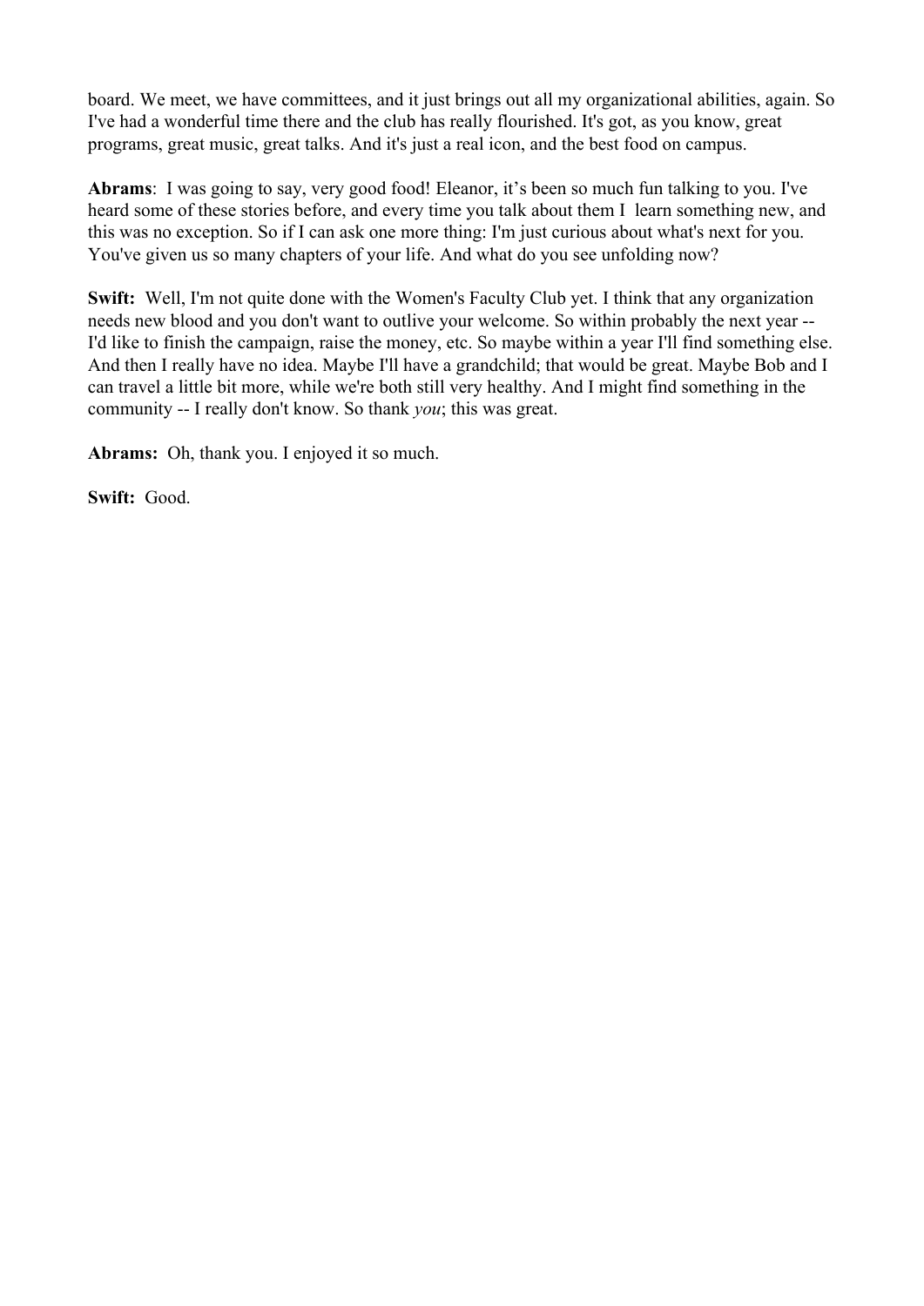board. We meet, we have committees, and it just brings out all my organizational abilities, again. So I've had a wonderful time there and the club has really flourished. It's got, as you know, great programs, great music, great talks. And it's just a real icon, and the best food on campus.

**Abrams**: I was going to say, very good food! Eleanor, it's been so much fun talking to you. I've heard some of these stories before, and every time you talk about them I learn something new, and this was no exception. So if I can ask one more thing: I'm just curious about what's next for you. You've given us so many chapters of your life. And what do you see unfolding now?

**Swift:** Well, I'm not quite done with the Women's Faculty Club yet. I think that any organization needs new blood and you don't want to outlive your welcome. So within probably the next year -- I'd like to finish the campaign, raise the money, etc. So maybe within a year I'll find something else. And then I really have no idea. Maybe I'll have a grandchild; that would be great. Maybe Bob and I can travel a little bit more, while we're both still very healthy. And I might find something in the community -- I really don't know. So thank *you*; this was great.

**Abrams:** Oh, thank you. I enjoyed it so much.

**Swift:** Good.